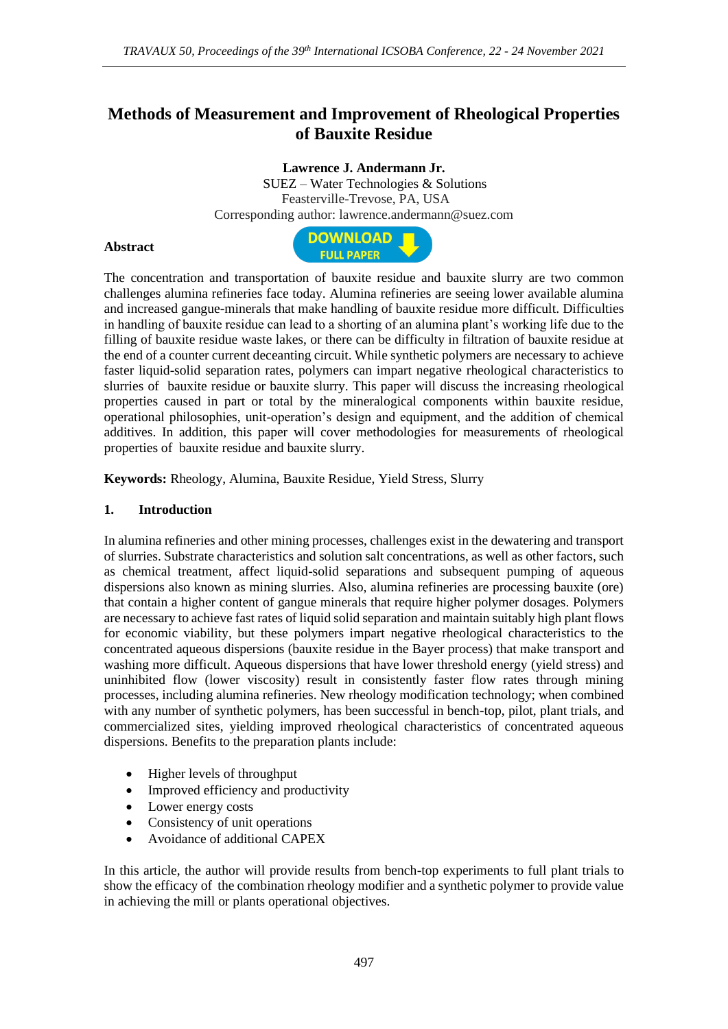# Methods of Measurement and Improvement of Rheological Properties of Bauxite Residue

**Lawrence J. Andermann Jr.**
SUEZ – Water Technologies & Solutions
Feasterville-Trevose, PA, USA
Corresponding author: lawrence.andermann@suez.com

**Abstract**

DOWNLOAD FULL PAPER

The concentration and transportation of bauxite residue and bauxite slurry are two common challenges alumina refineries face today. Alumina refineries are seeing lower available alumina and increased gangue-minerals that make handling of bauxite residue more difficult. Difficulties in handling of bauxite residue can lead to a shorting of an alumina plant's working life due to the filling of bauxite residue waste lakes, or there can be difficulty in filtration of bauxite residue at the end of a counter current decanting circuit. While synthetic polymers are necessary to achieve faster liquid-solid separation rates, polymers can impart negative rheological characteristics to slurries of bauxite residue or bauxite slurry. This paper will discuss the increasing rheological properties caused in part or total by the mineralogical components within bauxite residue, operational philosophies, unit-operation's design and equipment, and the addition of chemical additives. In addition, this paper will cover methodologies for measurements of rheological properties of bauxite residue and bauxite slurry.

**Keywords:** Rheology, Alumina, Bauxite Residue, Yield Stress, Slurry

## 1. Introduction

In alumina refineries and other mining processes, challenges exist in the dewatering and transport of slurries. Substrate characteristics and solution salt concentrations, as well as other factors, such as chemical treatment, affect liquid-solid separations and subsequent pumping of aqueous dispersions also known as mining slurries. Also, alumina refineries are processing bauxite (ore) that contain a higher content of gangue minerals that require higher polymer dosages. Polymers are necessary to achieve fast rates of liquid solid separation and maintain suitably high plant flows for economic viability, but these polymers impart negative rheological characteristics to the concentrated aqueous dispersions (bauxite residue in the Bayer process) that make transport and washing more difficult. Aqueous dispersions that have lower threshold energy (yield stress) and uninhibited flow (lower viscosity) result in consistently faster flow rates through mining processes, including alumina refineries. New rheology modification technology; when combined with any number of synthetic polymers, has been successful in bench-top, pilot, plant trials, and commercialized sites, yielding improved rheological characteristics of concentrated aqueous dispersions. Benefits to the preparation plants include:

- Higher levels of throughput
- Improved efficiency and productivity
- Lower energy costs
- Consistency of unit operations
- Avoidance of additional CAPEX

In this article, the author will provide results from bench-top experiments to full plant trials to show the efficacy of the combination rheology modifier and a synthetic polymer to provide value in achieving the mill or plants operational objectives.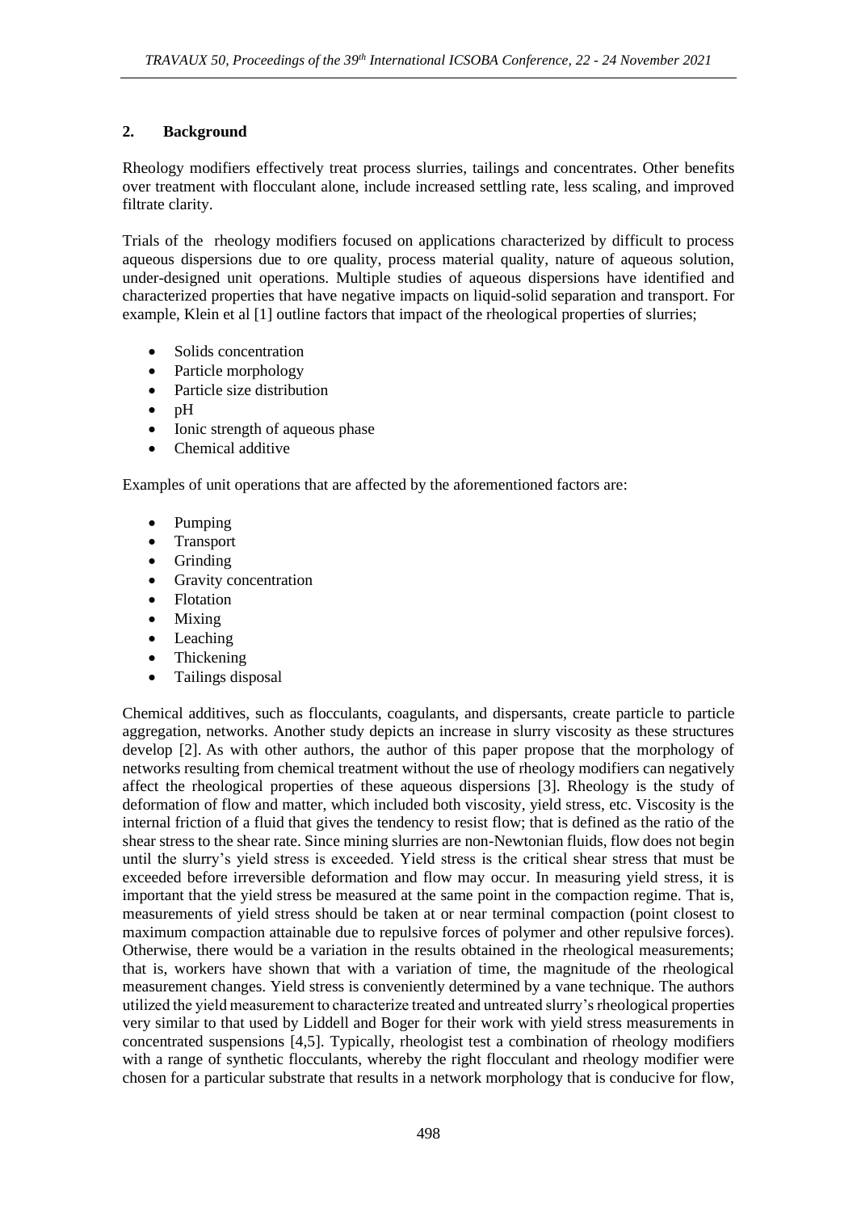## 2. Background

Rheology modifiers effectively treat process slurries, tailings and concentrates. Other benefits over treatment with flocculant alone, include increased settling rate, less scaling, and improved filtrate clarity.

Trials of the rheology modifiers focused on applications characterized by difficult to process aqueous dispersions due to ore quality, process material quality, nature of aqueous solution, under-designed unit operations. Multiple studies of aqueous dispersions have identified and characterized properties that have negative impacts on liquid-solid separation and transport. For example, Klein et al [1] outline factors that impact of the rheological properties of slurries;

- Solids concentration
- Particle morphology
- Particle size distribution
- pH
- Ionic strength of aqueous phase
- Chemical additive

Examples of unit operations that are affected by the aforementioned factors are:

- Pumping
- Transport
- Grinding
- Gravity concentration
- Flotation
- Mixing
- Leaching
- Thickening
- Tailings disposal

Chemical additives, such as flocculants, coagulants, and dispersants, create particle to particle aggregation, networks. Another study depicts an increase in slurry viscosity as these structures develop [2]. As with other authors, the author of this paper propose that the morphology of networks resulting from chemical treatment without the use of rheology modifiers can negatively affect the rheological properties of these aqueous dispersions [3]. Rheology is the study of deformation of flow and matter, which included both viscosity, yield stress, etc. Viscosity is the internal friction of a fluid that gives the tendency to resist flow; that is defined as the ratio of the shear stress to the shear rate. Since mining slurries are non-Newtonian fluids, flow does not begin until the slurry's yield stress is exceeded. Yield stress is the critical shear stress that must be exceeded before irreversible deformation and flow may occur. In measuring yield stress, it is important that the yield stress be measured at the same point in the compaction regime. That is, measurements of yield stress should be taken at or near terminal compaction (point closest to maximum compaction attainable due to repulsive forces of polymer and other repulsive forces). Otherwise, there would be a variation in the results obtained in the rheological measurements; that is, workers have shown that with a variation of time, the magnitude of the rheological measurement changes. Yield stress is conveniently determined by a vane technique. The authors utilized the yield measurement to characterize treated and untreated slurry's rheological properties very similar to that used by Liddell and Boger for their work with yield stress measurements in concentrated suspensions [4,5]. Typically, rheologist test a combination of rheology modifiers with a range of synthetic flocculants, whereby the right flocculant and rheology modifier were chosen for a particular substrate that results in a network morphology that is conducive for flow,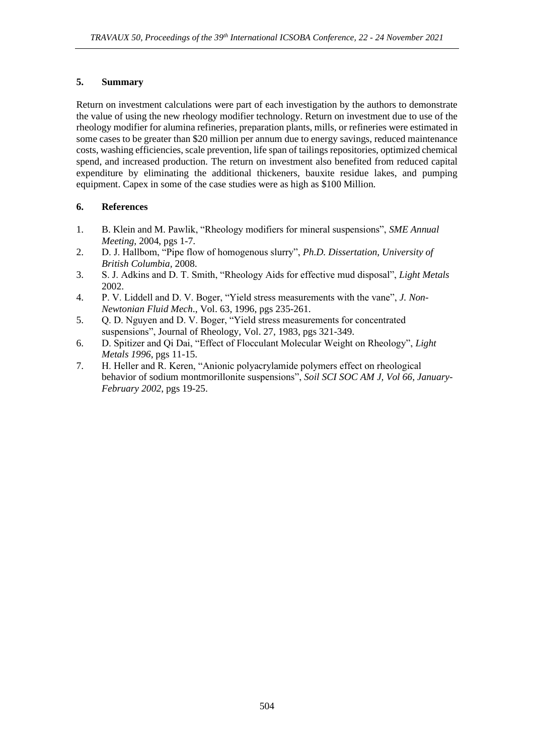## 5. Summary

Return on investment calculations were part of each investigation by the authors to demonstrate the value of using the new rheology modifier technology. Return on investment due to use of the rheology modifier for alumina refineries, preparation plants, mills, or refineries were estimated in some cases to be greater than $20 million per annum due to energy savings, reduced maintenance costs, washing efficiencies, scale prevention, life span of tailings repositories, optimized chemical spend, and increased production. The return on investment also benefited from reduced capital expenditure by eliminating the additional thickeners, bauxite residue lakes, and pumping equipment. Capex in some of the case studies were as high as $100 Million.

## 6. References

1. B. Klein and M. Pawlik, "Rheology modifiers for mineral suspensions", *SME Annual Meeting*, 2004, pgs 1-7.
2. D. J. Hallbom, "Pipe flow of homogenous slurry", *Ph.D. Dissertation, University of British Columbia*, 2008.
3. S. J. Adkins and D. T. Smith, "Rheology Aids for effective mud disposal", *Light Metals* 2002.
4. P. V. Liddell and D. V. Boger, "Yield stress measurements with the vane", *J. Non-Newtonian Fluid Mech*., Vol. 63, 1996, pgs 235-261.
5. Q. D. Nguyen and D. V. Boger, "Yield stress measurements for concentrated suspensions", Journal of Rheology, Vol. 27, 1983, pgs 321-349.
6. D. Spitizer and Qi Dai, "Effect of Flocculant Molecular Weight on Rheology", *Light Metals 1996*, pgs 11-15.
7. H. Heller and R. Keren, "Anionic polyacrylamide polymers effect on rheological behavior of sodium montmorillonite suspensions", *Soil SCI SOC AM J, Vol 66, January-February 2002*, pgs 19-25.